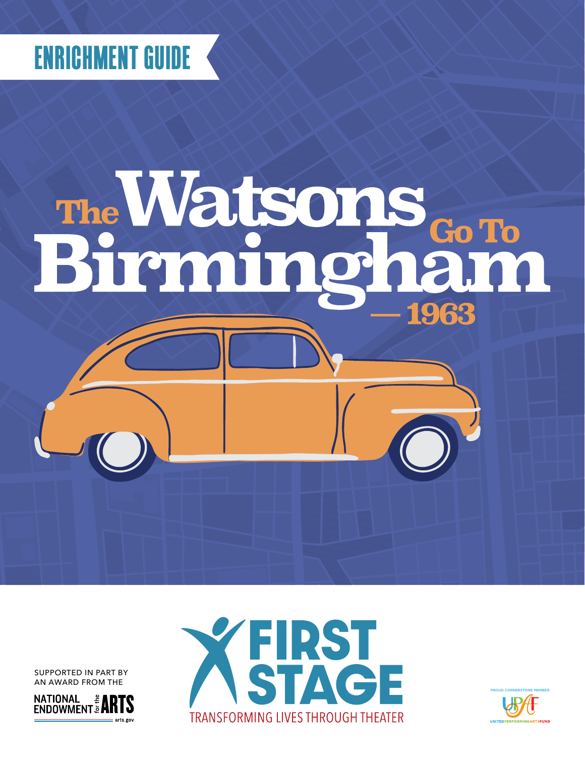ENRICHMENT GUIDE

# The Watsons Go To Birmingham — 1963

SUPPORTED IN PART BY AN AWARD FROM THE

NATIONAL ENDOWMENT for the ARTS
arts.gov

FIRST STAGE
TRANSFORMING LIVES THROUGH THEATER

PROUD CORNERSTONE MEMBER
UPAF
UNITED PERFORMING ARTS FUND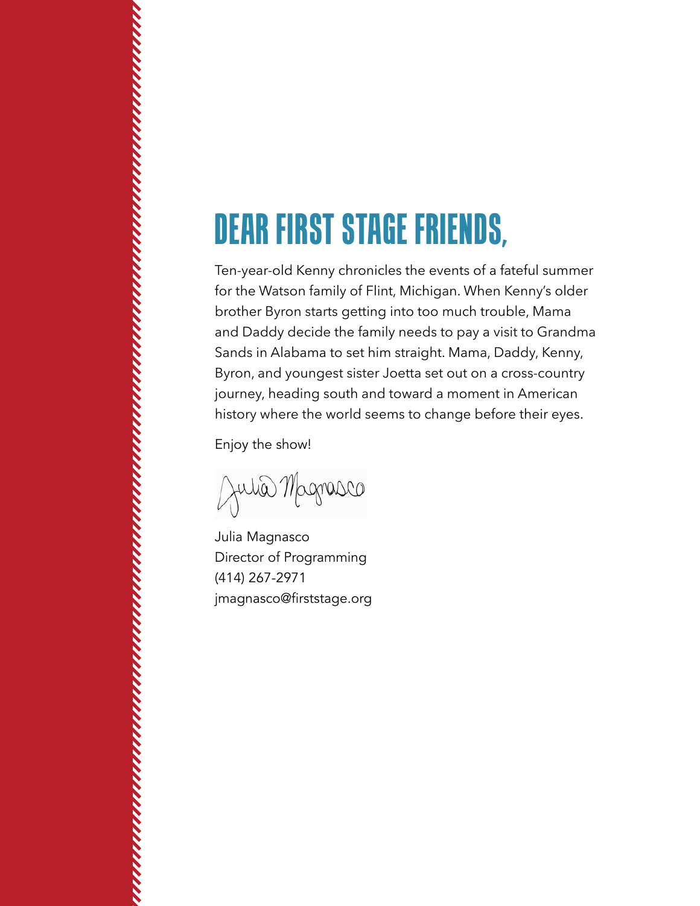# DEAR FIRST STAGE FRIENDS,

Ten-year-old Kenny chronicles the events of a fateful summer for the Watson family of Flint, Michigan. When Kenny's older brother Byron starts getting into too much trouble, Mama and Daddy decide the family needs to pay a visit to Grandma Sands in Alabama to set him straight. Mama, Daddy, Kenny, Byron, and youngest sister Joetta set out on a cross-country journey, heading south and toward a moment in American history where the world seems to change before their eyes.

Enjoy the show!

Julia Magnasco

Julia Magnasco  
Director of Programming  
(414) 267-2971  
jmagnasco@firststage.org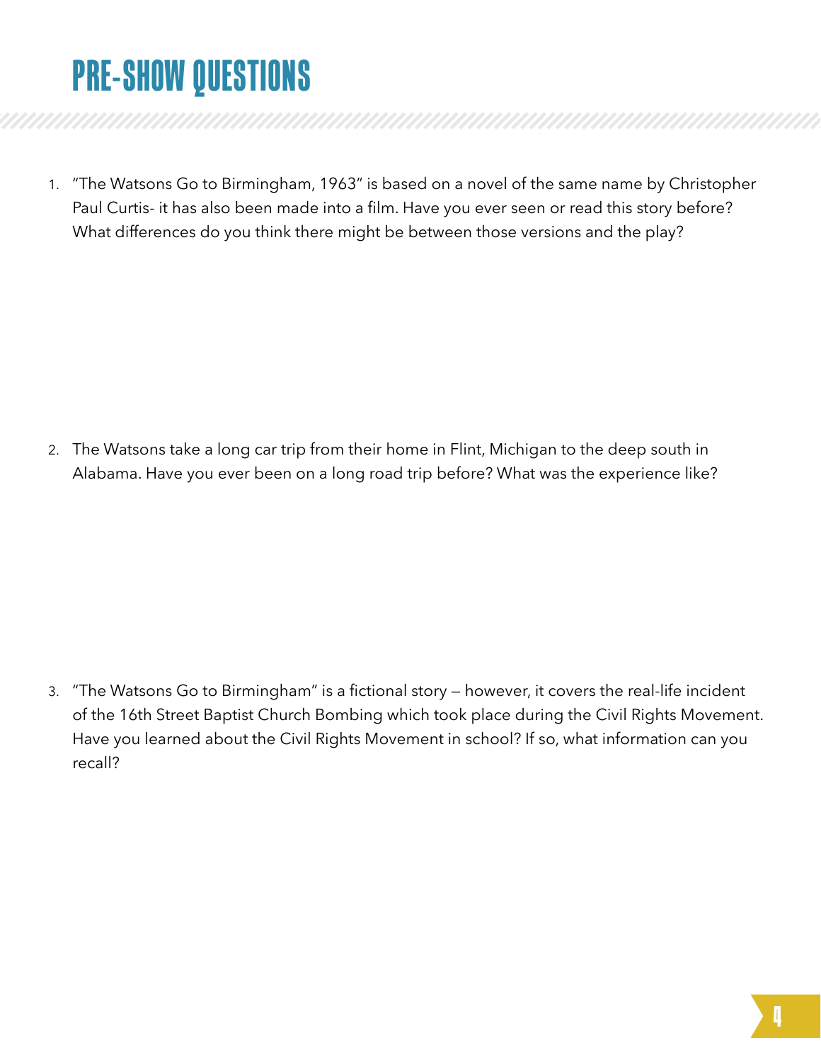# PRE-SHOW QUESTIONS

1. "The Watsons Go to Birmingham, 1963" is based on a novel of the same name by Christopher Paul Curtis- it has also been made into a film. Have you ever seen or read this story before? What differences do you think there might be between those versions and the play?

2. The Watsons take a long car trip from their home in Flint, Michigan to the deep south in Alabama. Have you ever been on a long road trip before? What was the experience like?

3. "The Watsons Go to Birmingham" is a fictional story – however, it covers the real-life incident of the 16th Street Baptist Church Bombing which took place during the Civil Rights Movement. Have you learned about the Civil Rights Movement in school? If so, what information can you recall?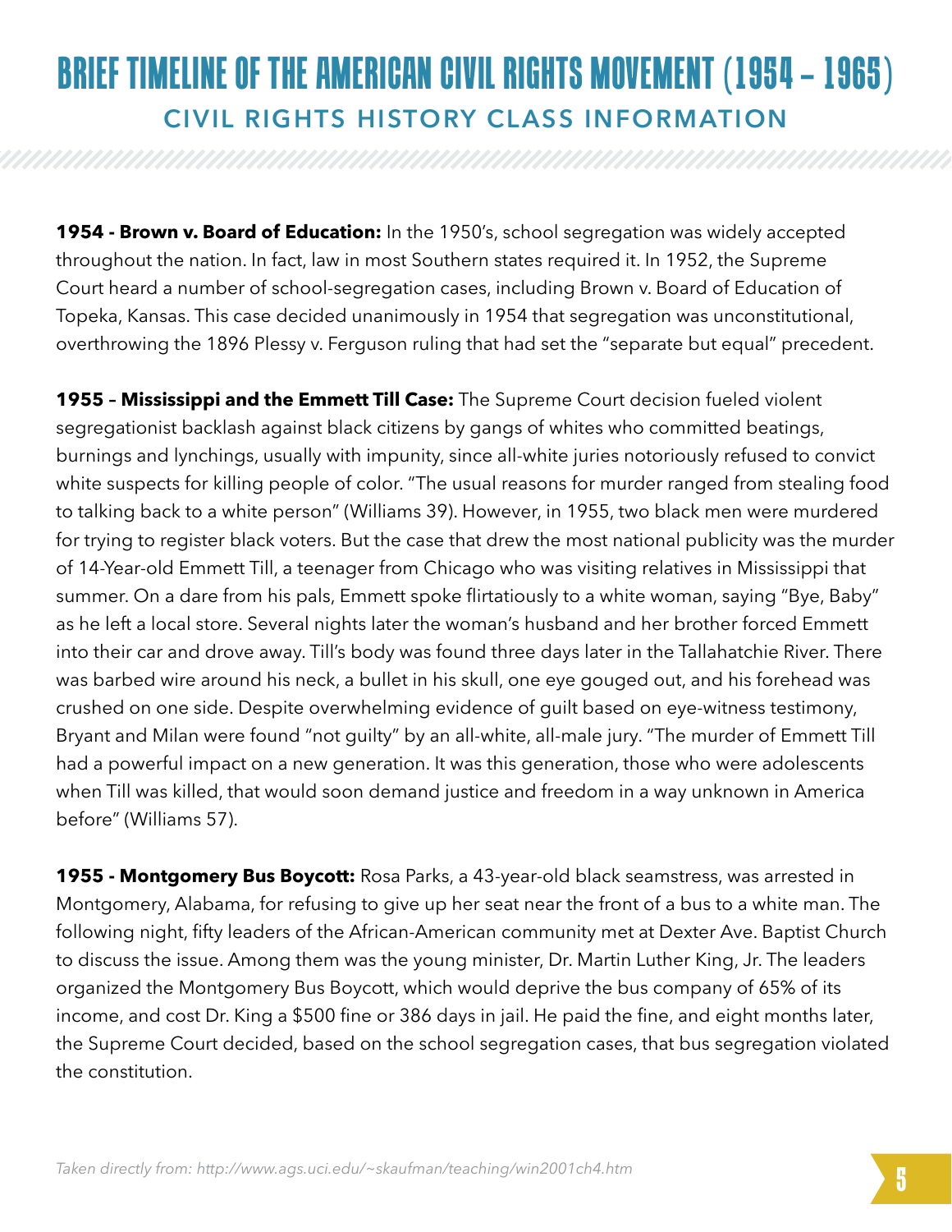# BRIEF TIMELINE OF THE AMERICAN CIVIL RIGHTS MOVEMENT (1954 – 1965)

## CIVIL RIGHTS HISTORY CLASS INFORMATION

**1954 - Brown v. Board of Education:** In the 1950's, school segregation was widely accepted throughout the nation. In fact, law in most Southern states required it. In 1952, the Supreme Court heard a number of school-segregation cases, including Brown v. Board of Education of Topeka, Kansas. This case decided unanimously in 1954 that segregation was unconstitutional, overthrowing the 1896 Plessy v. Ferguson ruling that had set the "separate but equal" precedent.

**1955 – Mississippi and the Emmett Till Case:** The Supreme Court decision fueled violent segregationist backlash against black citizens by gangs of whites who committed beatings, burnings and lynchings, usually with impunity, since all-white juries notoriously refused to convict white suspects for killing people of color. "The usual reasons for murder ranged from stealing food to talking back to a white person" (Williams 39). However, in 1955, two black men were murdered for trying to register black voters. But the case that drew the most national publicity was the murder of 14-Year-old Emmett Till, a teenager from Chicago who was visiting relatives in Mississippi that summer. On a dare from his pals, Emmett spoke flirtatiously to a white woman, saying "Bye, Baby" as he left a local store. Several nights later the woman's husband and her brother forced Emmett into their car and drove away. Till's body was found three days later in the Tallahatchie River. There was barbed wire around his neck, a bullet in his skull, one eye gouged out, and his forehead was crushed on one side. Despite overwhelming evidence of guilt based on eye-witness testimony, Bryant and Milan were found "not guilty" by an all-white, all-male jury. "The murder of Emmett Till had a powerful impact on a new generation. It was this generation, those who were adolescents when Till was killed, that would soon demand justice and freedom in a way unknown in America before" (Williams 57).

**1955 - Montgomery Bus Boycott:** Rosa Parks, a 43-year-old black seamstress, was arrested in Montgomery, Alabama, for refusing to give up her seat near the front of a bus to a white man. The following night, fifty leaders of the African-American community met at Dexter Ave. Baptist Church to discuss the issue. Among them was the young minister, Dr. Martin Luther King, Jr. The leaders organized the Montgomery Bus Boycott, which would deprive the bus company of 65% of its income, and cost Dr. King a $500 fine or 386 days in jail. He paid the fine, and eight months later, the Supreme Court decided, based on the school segregation cases, that bus segregation violated the constitution.

*Taken directly from: http://www.ags.uci.edu/~skaufman/teaching/win2001ch4.htm*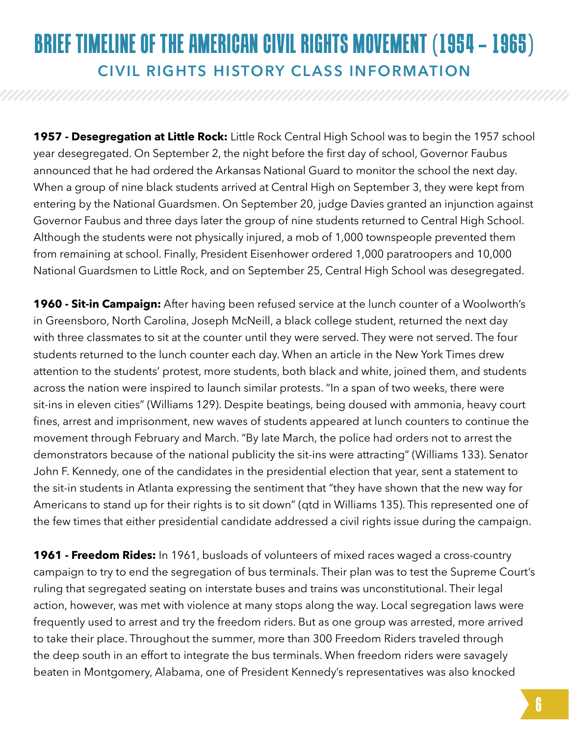# BRIEF TIMELINE OF THE AMERICAN CIVIL RIGHTS MOVEMENT (1954 – 1965)

## CIVIL RIGHTS HISTORY CLASS INFORMATION

**1957 - Desegregation at Little Rock:** Little Rock Central High School was to begin the 1957 school year desegregated. On September 2, the night before the first day of school, Governor Faubus announced that he had ordered the Arkansas National Guard to monitor the school the next day. When a group of nine black students arrived at Central High on September 3, they were kept from entering by the National Guardsmen. On September 20, judge Davies granted an injunction against Governor Faubus and three days later the group of nine students returned to Central High School. Although the students were not physically injured, a mob of 1,000 townspeople prevented them from remaining at school. Finally, President Eisenhower ordered 1,000 paratroopers and 10,000 National Guardsmen to Little Rock, and on September 25, Central High School was desegregated.

**1960 - Sit-in Campaign:** After having been refused service at the lunch counter of a Woolworth's in Greensboro, North Carolina, Joseph McNeill, a black college student, returned the next day with three classmates to sit at the counter until they were served. They were not served. The four students returned to the lunch counter each day. When an article in the New York Times drew attention to the students' protest, more students, both black and white, joined them, and students across the nation were inspired to launch similar protests. "In a span of two weeks, there were sit-ins in eleven cities" (Williams 129). Despite beatings, being doused with ammonia, heavy court fines, arrest and imprisonment, new waves of students appeared at lunch counters to continue the movement through February and March. "By late March, the police had orders not to arrest the demonstrators because of the national publicity the sit-ins were attracting" (Williams 133). Senator John F. Kennedy, one of the candidates in the presidential election that year, sent a statement to the sit-in students in Atlanta expressing the sentiment that "they have shown that the new way for Americans to stand up for their rights is to sit down" (qtd in Williams 135). This represented one of the few times that either presidential candidate addressed a civil rights issue during the campaign.

**1961 - Freedom Rides:** In 1961, busloads of volunteers of mixed races waged a cross-country campaign to try to end the segregation of bus terminals. Their plan was to test the Supreme Court's ruling that segregated seating on interstate buses and trains was unconstitutional. Their legal action, however, was met with violence at many stops along the way. Local segregation laws were frequently used to arrest and try the freedom riders. But as one group was arrested, more arrived to take their place. Throughout the summer, more than 300 Freedom Riders traveled through the deep south in an effort to integrate the bus terminals. When freedom riders were savagely beaten in Montgomery, Alabama, one of President Kennedy's representatives was also knocked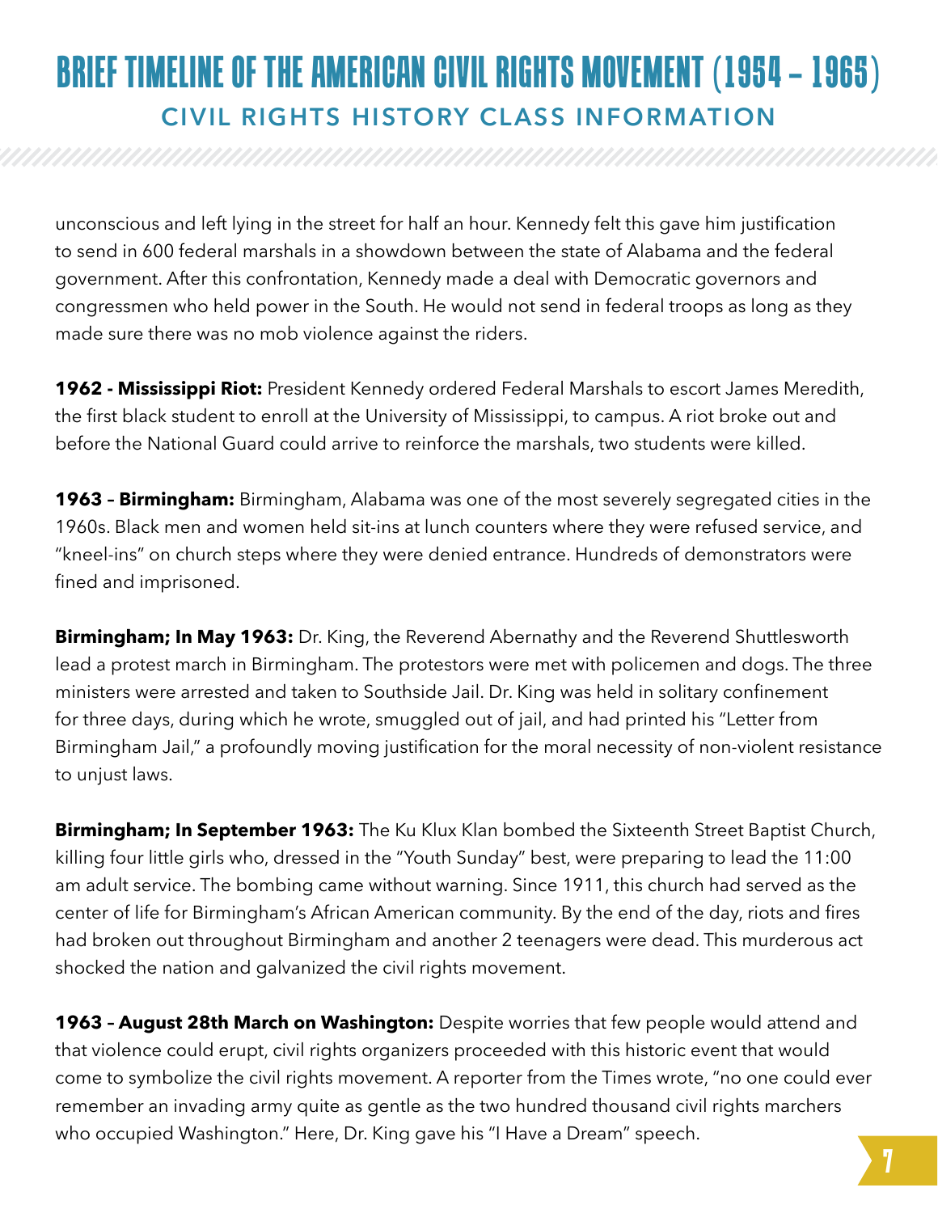unconscious and left lying in the street for half an hour. Kennedy felt this gave him justification to send in 600 federal marshals in a showdown between the state of Alabama and the federal government. After this confrontation, Kennedy made a deal with Democratic governors and congressmen who held power in the South. He would not send in federal troops as long as they made sure there was no mob violence against the riders.

**1962 - Mississippi Riot:** President Kennedy ordered Federal Marshals to escort James Meredith, the first black student to enroll at the University of Mississippi, to campus. A riot broke out and before the National Guard could arrive to reinforce the marshals, two students were killed.

**1963 – Birmingham:** Birmingham, Alabama was one of the most severely segregated cities in the 1960s. Black men and women held sit-ins at lunch counters where they were refused service, and "kneel-ins" on church steps where they were denied entrance. Hundreds of demonstrators were fined and imprisoned.

**Birmingham; In May 1963:** Dr. King, the Reverend Abernathy and the Reverend Shuttlesworth lead a protest march in Birmingham. The protestors were met with policemen and dogs. The three ministers were arrested and taken to Southside Jail. Dr. King was held in solitary confinement for three days, during which he wrote, smuggled out of jail, and had printed his "Letter from Birmingham Jail," a profoundly moving justification for the moral necessity of non-violent resistance to unjust laws.

**Birmingham; In September 1963:** The Ku Klux Klan bombed the Sixteenth Street Baptist Church, killing four little girls who, dressed in the "Youth Sunday" best, were preparing to lead the 11:00 am adult service. The bombing came without warning. Since 1911, this church had served as the center of life for Birmingham's African American community. By the end of the day, riots and fires had broken out throughout Birmingham and another 2 teenagers were dead. This murderous act shocked the nation and galvanized the civil rights movement.

**1963 – August 28th March on Washington:** Despite worries that few people would attend and that violence could erupt, civil rights organizers proceeded with this historic event that would come to symbolize the civil rights movement. A reporter from the Times wrote, "no one could ever remember an invading army quite as gentle as the two hundred thousand civil rights marchers who occupied Washington." Here, Dr. King gave his "I Have a Dream" speech.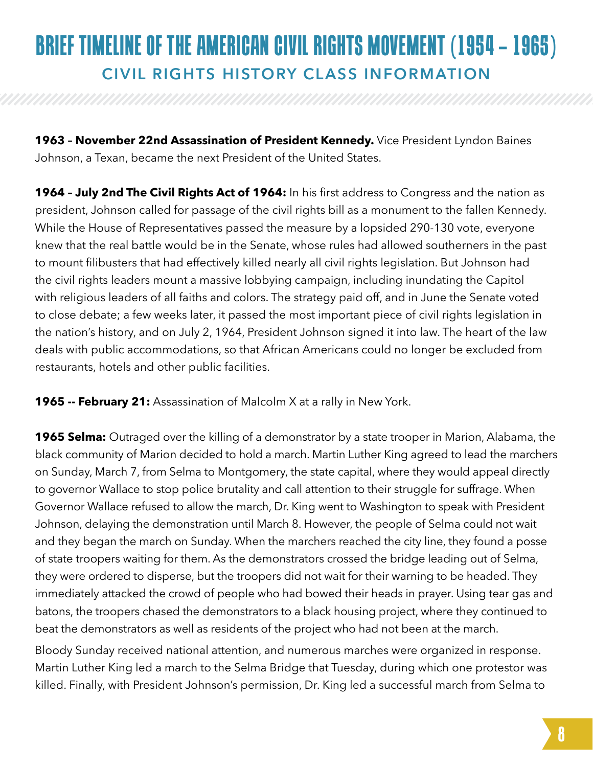# BRIEF TIMELINE OF THE AMERICAN CIVIL RIGHTS MOVEMENT (1954 – 1965)

## CIVIL RIGHTS HISTORY CLASS INFORMATION

**1963 – November 22nd Assassination of President Kennedy.** Vice President Lyndon Baines Johnson, a Texan, became the next President of the United States.

**1964 – July 2nd The Civil Rights Act of 1964:** In his first address to Congress and the nation as president, Johnson called for passage of the civil rights bill as a monument to the fallen Kennedy. While the House of Representatives passed the measure by a lopsided 290-130 vote, everyone knew that the real battle would be in the Senate, whose rules had allowed southerners in the past to mount filibusters that had effectively killed nearly all civil rights legislation. But Johnson had the civil rights leaders mount a massive lobbying campaign, including inundating the Capitol with religious leaders of all faiths and colors. The strategy paid off, and in June the Senate voted to close debate; a few weeks later, it passed the most important piece of civil rights legislation in the nation's history, and on July 2, 1964, President Johnson signed it into law. The heart of the law deals with public accommodations, so that African Americans could no longer be excluded from restaurants, hotels and other public facilities.

**1965 -- February 21:** Assassination of Malcolm X at a rally in New York.

**1965 Selma:** Outraged over the killing of a demonstrator by a state trooper in Marion, Alabama, the black community of Marion decided to hold a march. Martin Luther King agreed to lead the marchers on Sunday, March 7, from Selma to Montgomery, the state capital, where they would appeal directly to governor Wallace to stop police brutality and call attention to their struggle for suffrage. When Governor Wallace refused to allow the march, Dr. King went to Washington to speak with President Johnson, delaying the demonstration until March 8. However, the people of Selma could not wait and they began the march on Sunday. When the marchers reached the city line, they found a posse of state troopers waiting for them. As the demonstrators crossed the bridge leading out of Selma, they were ordered to disperse, but the troopers did not wait for their warning to be headed. They immediately attacked the crowd of people who had bowed their heads in prayer. Using tear gas and batons, the troopers chased the demonstrators to a black housing project, where they continued to beat the demonstrators as well as residents of the project who had not been at the march.

Bloody Sunday received national attention, and numerous marches were organized in response. Martin Luther King led a march to the Selma Bridge that Tuesday, during which one protestor was killed. Finally, with President Johnson's permission, Dr. King led a successful march from Selma to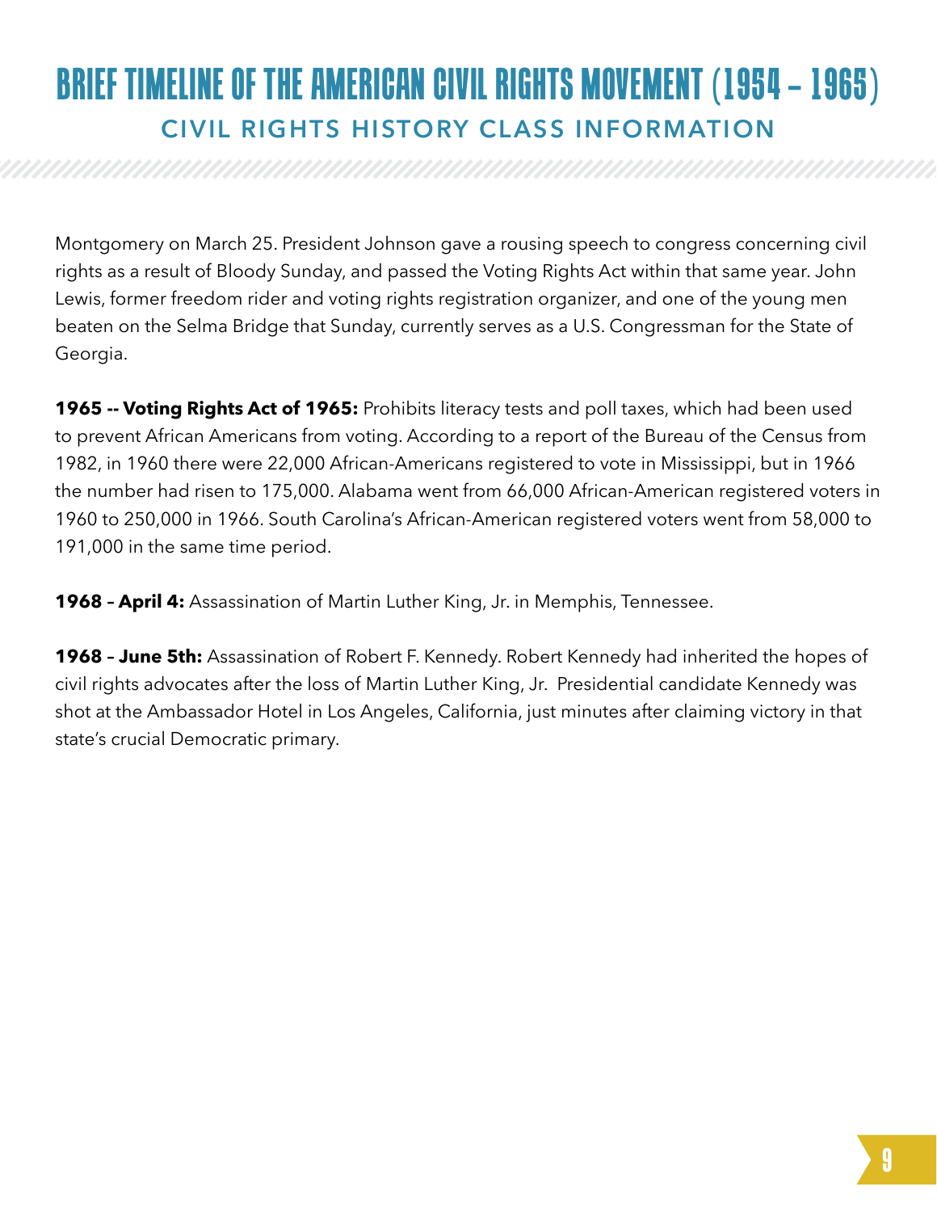Montgomery on March 25. President Johnson gave a rousing speech to congress concerning civil rights as a result of Bloody Sunday, and passed the Voting Rights Act within that same year. John Lewis, former freedom rider and voting rights registration organizer, and one of the young men beaten on the Selma Bridge that Sunday, currently serves as a U.S. Congressman for the State of Georgia.

**1965 -- Voting Rights Act of 1965:** Prohibits literacy tests and poll taxes, which had been used to prevent African Americans from voting. According to a report of the Bureau of the Census from 1982, in 1960 there were 22,000 African-Americans registered to vote in Mississippi, but in 1966 the number had risen to 175,000. Alabama went from 66,000 African-American registered voters in 1960 to 250,000 in 1966. South Carolina's African-American registered voters went from 58,000 to 191,000 in the same time period.

**1968 – April 4:** Assassination of Martin Luther King, Jr. in Memphis, Tennessee.

**1968 – June 5th:** Assassination of Robert F. Kennedy. Robert Kennedy had inherited the hopes of civil rights advocates after the loss of Martin Luther King, Jr. Presidential candidate Kennedy was shot at the Ambassador Hotel in Los Angeles, California, just minutes after claiming victory in that state's crucial Democratic primary.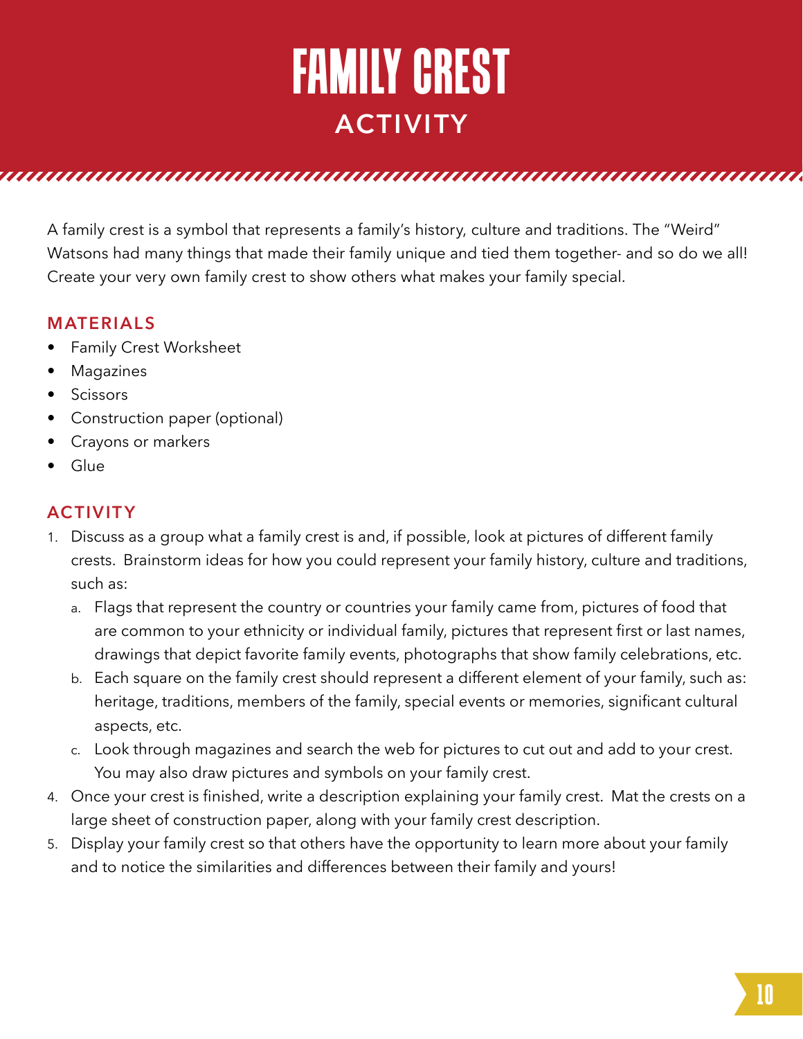# FAMILY CREST

## ACTIVITY

A family crest is a symbol that represents a family's history, culture and traditions. The "Weird" Watsons had many things that made their family unique and tied them together- and so do we all! Create your very own family crest to show others what makes your family special.

### MATERIALS

- Family Crest Worksheet
- Magazines
- Scissors
- Construction paper (optional)
- Crayons or markers
- Glue

### ACTIVITY

1. Discuss as a group what a family crest is and, if possible, look at pictures of different family crests. Brainstorm ideas for how you could represent your family history, culture and traditions, such as:
   a. Flags that represent the country or countries your family came from, pictures of food that are common to your ethnicity or individual family, pictures that represent first or last names, drawings that depict favorite family events, photographs that show family celebrations, etc.
   b. Each square on the family crest should represent a different element of your family, such as: heritage, traditions, members of the family, special events or memories, significant cultural aspects, etc.
   c. Look through magazines and search the web for pictures to cut out and add to your crest. You may also draw pictures and symbols on your family crest.
4. Once your crest is finished, write a description explaining your family crest. Mat the crests on a large sheet of construction paper, along with your family crest description.
5. Display your family crest so that others have the opportunity to learn more about your family and to notice the similarities and differences between their family and yours!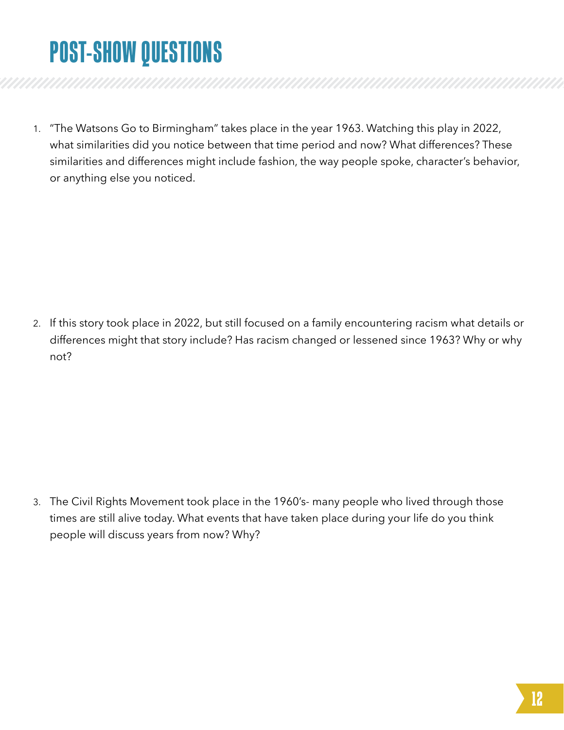# POST-SHOW QUESTIONS

1. "The Watsons Go to Birmingham" takes place in the year 1963. Watching this play in 2022, what similarities did you notice between that time period and now? What differences? These similarities and differences might include fashion, the way people spoke, character's behavior, or anything else you noticed.

2. If this story took place in 2022, but still focused on a family encountering racism what details or differences might that story include? Has racism changed or lessened since 1963? Why or why not?

3. The Civil Rights Movement took place in the 1960's- many people who lived through those times are still alive today. What events that have taken place during your life do you think people will discuss years from now? Why?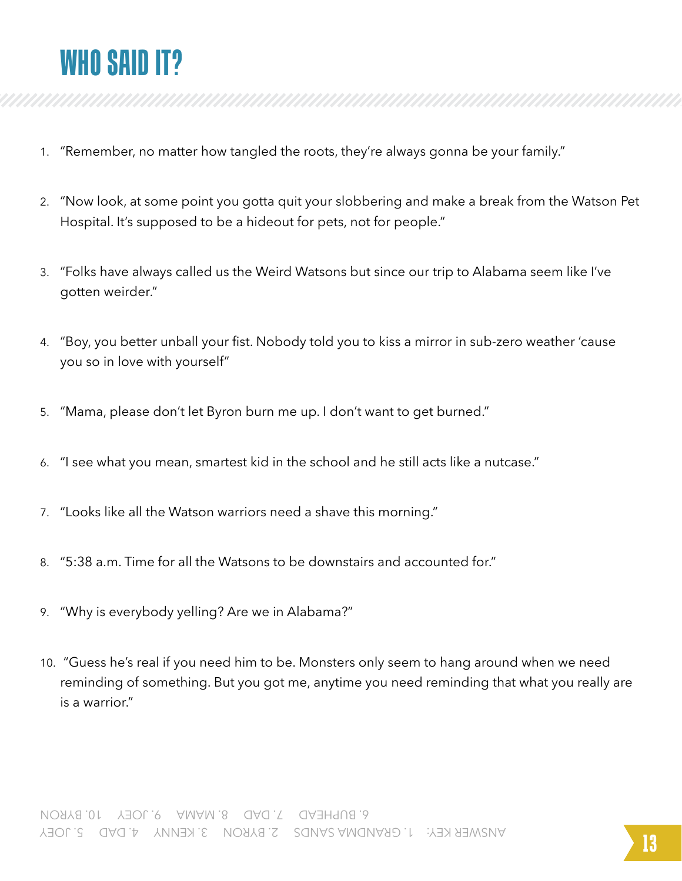# WHO SAID IT?

1. "Remember, no matter how tangled the roots, they're always gonna be your family."
2. "Now look, at some point you gotta quit your slobbering and make a break from the Watson Pet Hospital. It's supposed to be a hideout for pets, not for people."
3. "Folks have always called us the Weird Watsons but since our trip to Alabama seem like I've gotten weirder."
4. "Boy, you better unball your fist. Nobody told you to kiss a mirror in sub-zero weather 'cause you so in love with yourself"
5. "Mama, please don't let Byron burn me up. I don't want to get burned."
6. "I see what you mean, smartest kid in the school and he still acts like a nutcase."
7. "Looks like all the Watson warriors need a shave this morning."
8. "5:38 a.m. Time for all the Watsons to be downstairs and accounted for."
9. "Why is everybody yelling? Are we in Alabama?"
10. "Guess he's real if you need him to be. Monsters only seem to hang around when we need reminding of something. But you got me, anytime you need reminding that what you really are is a warrior."

ANSWER KEY: 1. GRANDMA SANDS 2. BYRON 3. KENNY 4. DAD 5. JOEY 6. BUPHEAD 7. DAD 8. MAMA 9. JOEY 10. BYRON